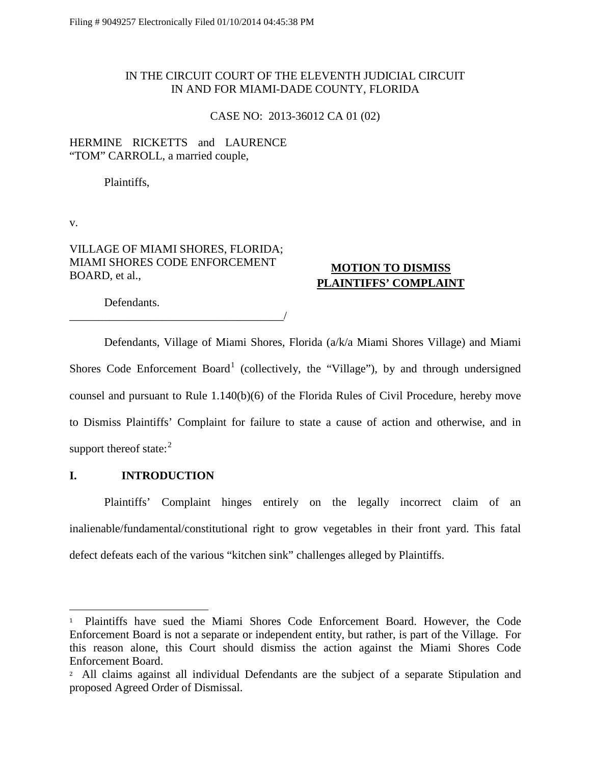Filing # 9049257 Electronically Filed 01/10/2014 04:45:38 PM

IN THE CIRCUIT COURT OF THE ELEVENTH JUDICIAL CIRCUIT
IN AND FOR MIAMI-DADE COUNTY, FLORIDA

CASE NO: 2013-36012 CA 01 (02)

HERMINE RICKETTS and LAURENCE "TOM" CARROLL, a married couple,

Plaintiffs,

v.

VILLAGE OF MIAMI SHORES, FLORIDA; MIAMI SHORES CODE ENFORCEMENT BOARD, et al.,

Defendants.
_____________________________________/

**MOTION TO DISMISS PLAINTIFFS' COMPLAINT**

Defendants, Village of Miami Shores, Florida (a/k/a Miami Shores Village) and Miami Shores Code Enforcement Board[1] (collectively, the "Village"), by and through undersigned counsel and pursuant to Rule 1.140(b)(6) of the Florida Rules of Civil Procedure, hereby move to Dismiss Plaintiffs' Complaint for failure to state a cause of action and otherwise, and in support thereof state:[2]

## I. INTRODUCTION

Plaintiffs' Complaint hinges entirely on the legally incorrect claim of an inalienable/fundamental/constitutional right to grow vegetables in their front yard. This fatal defect defeats each of the various "kitchen sink" challenges alleged by Plaintiffs.

---

[1] Plaintiffs have sued the Miami Shores Code Enforcement Board. However, the Code Enforcement Board is not a separate or independent entity, but rather, is part of the Village. For this reason alone, this Court should dismiss the action against the Miami Shores Code Enforcement Board.

[2] All claims against all individual Defendants are the subject of a separate Stipulation and proposed Agreed Order of Dismissal.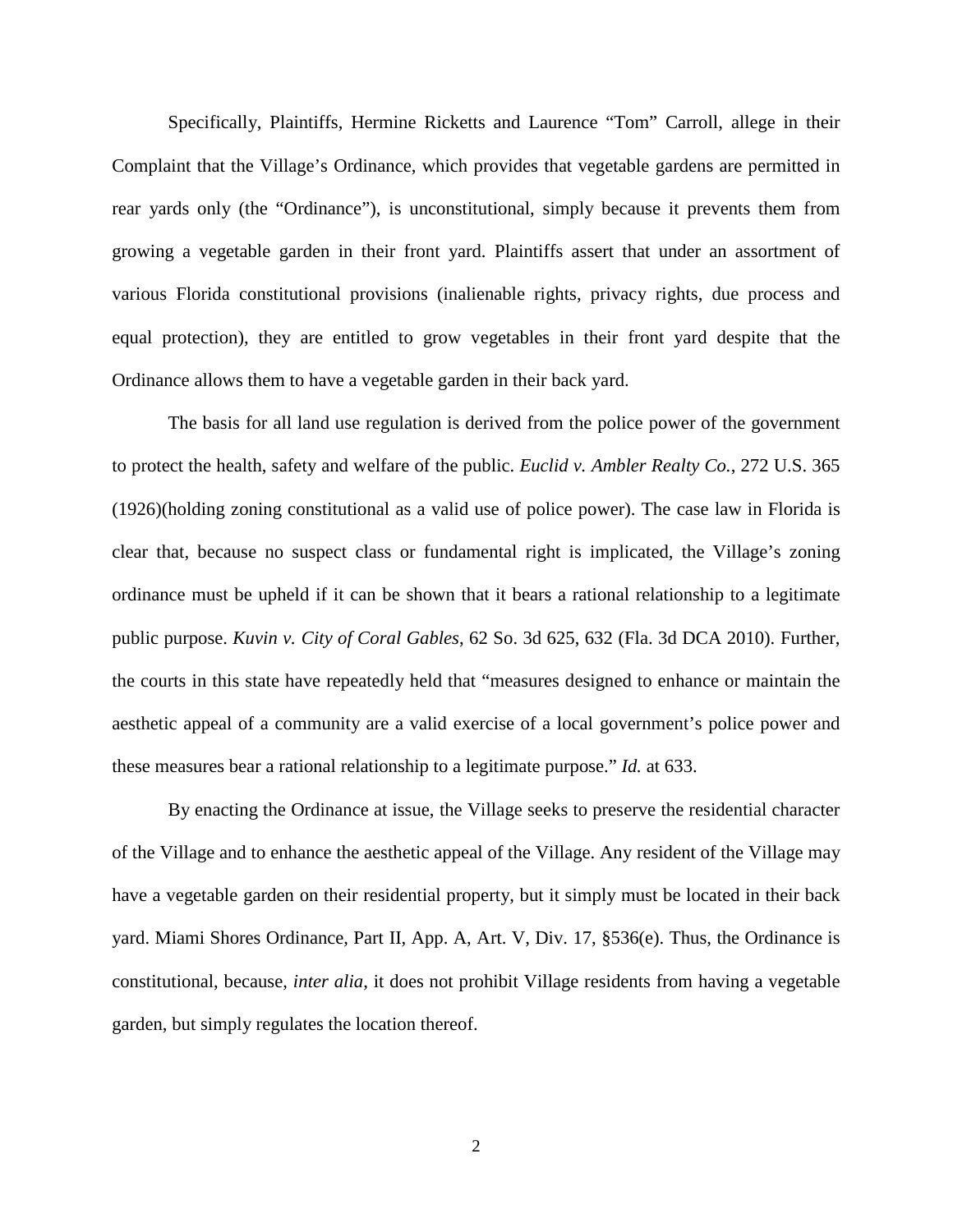Specifically, Plaintiffs, Hermine Ricketts and Laurence "Tom" Carroll, allege in their Complaint that the Village's Ordinance, which provides that vegetable gardens are permitted in rear yards only (the "Ordinance"), is unconstitutional, simply because it prevents them from growing a vegetable garden in their front yard. Plaintiffs assert that under an assortment of various Florida constitutional provisions (inalienable rights, privacy rights, due process and equal protection), they are entitled to grow vegetables in their front yard despite that the Ordinance allows them to have a vegetable garden in their back yard.

The basis for all land use regulation is derived from the police power of the government to protect the health, safety and welfare of the public. *Euclid v. Ambler Realty Co.*, 272 U.S. 365 (1926)(holding zoning constitutional as a valid use of police power). The case law in Florida is clear that, because no suspect class or fundamental right is implicated, the Village's zoning ordinance must be upheld if it can be shown that it bears a rational relationship to a legitimate public purpose. *Kuvin v. City of Coral Gables*, 62 So. 3d 625, 632 (Fla. 3d DCA 2010). Further, the courts in this state have repeatedly held that "measures designed to enhance or maintain the aesthetic appeal of a community are a valid exercise of a local government's police power and these measures bear a rational relationship to a legitimate purpose." *Id.* at 633.

By enacting the Ordinance at issue, the Village seeks to preserve the residential character of the Village and to enhance the aesthetic appeal of the Village. Any resident of the Village may have a vegetable garden on their residential property, but it simply must be located in their back yard. Miami Shores Ordinance, Part II, App. A, Art. V, Div. 17, §536(e). Thus, the Ordinance is constitutional, because, *inter alia*, it does not prohibit Village residents from having a vegetable garden, but simply regulates the location thereof.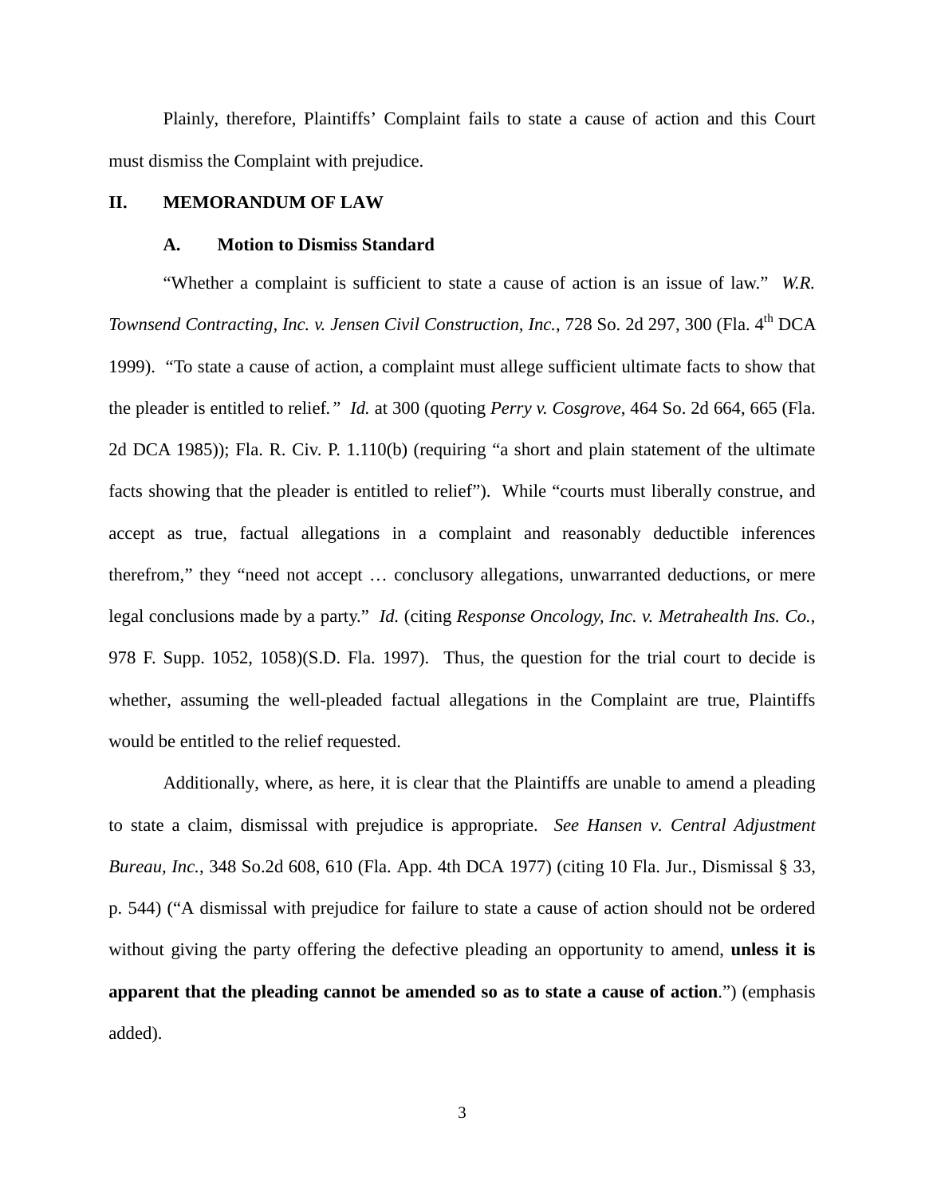Plainly, therefore, Plaintiffs' Complaint fails to state a cause of action and this Court must dismiss the Complaint with prejudice.

## II. MEMORANDUM OF LAW

### A. Motion to Dismiss Standard

"Whether a complaint is sufficient to state a cause of action is an issue of law." *W.R. Townsend Contracting, Inc. v. Jensen Civil Construction, Inc.*, 728 So. 2d 297, 300 (Fla. 4th DCA 1999). "To state a cause of action, a complaint must allege sufficient ultimate facts to show that the pleader is entitled to relief." *Id.* at 300 (quoting *Perry v. Cosgrove*, 464 So. 2d 664, 665 (Fla. 2d DCA 1985)); Fla. R. Civ. P. 1.110(b) (requiring "a short and plain statement of the ultimate facts showing that the pleader is entitled to relief"). While "courts must liberally construe, and accept as true, factual allegations in a complaint and reasonably deductible inferences therefrom," they "need not accept … conclusory allegations, unwarranted deductions, or mere legal conclusions made by a party." *Id.* (citing *Response Oncology, Inc. v. Metrahealth Ins. Co.*, 978 F. Supp. 1052, 1058)(S.D. Fla. 1997). Thus, the question for the trial court to decide is whether, assuming the well-pleaded factual allegations in the Complaint are true, Plaintiffs would be entitled to the relief requested.

Additionally, where, as here, it is clear that the Plaintiffs are unable to amend a pleading to state a claim, dismissal with prejudice is appropriate. *See Hansen v. Central Adjustment Bureau, Inc.*, 348 So.2d 608, 610 (Fla. App. 4th DCA 1977) (citing 10 Fla. Jur., Dismissal § 33, p. 544) ("A dismissal with prejudice for failure to state a cause of action should not be ordered without giving the party offering the defective pleading an opportunity to amend, **unless it is apparent that the pleading cannot be amended so as to state a cause of action**.") (emphasis added).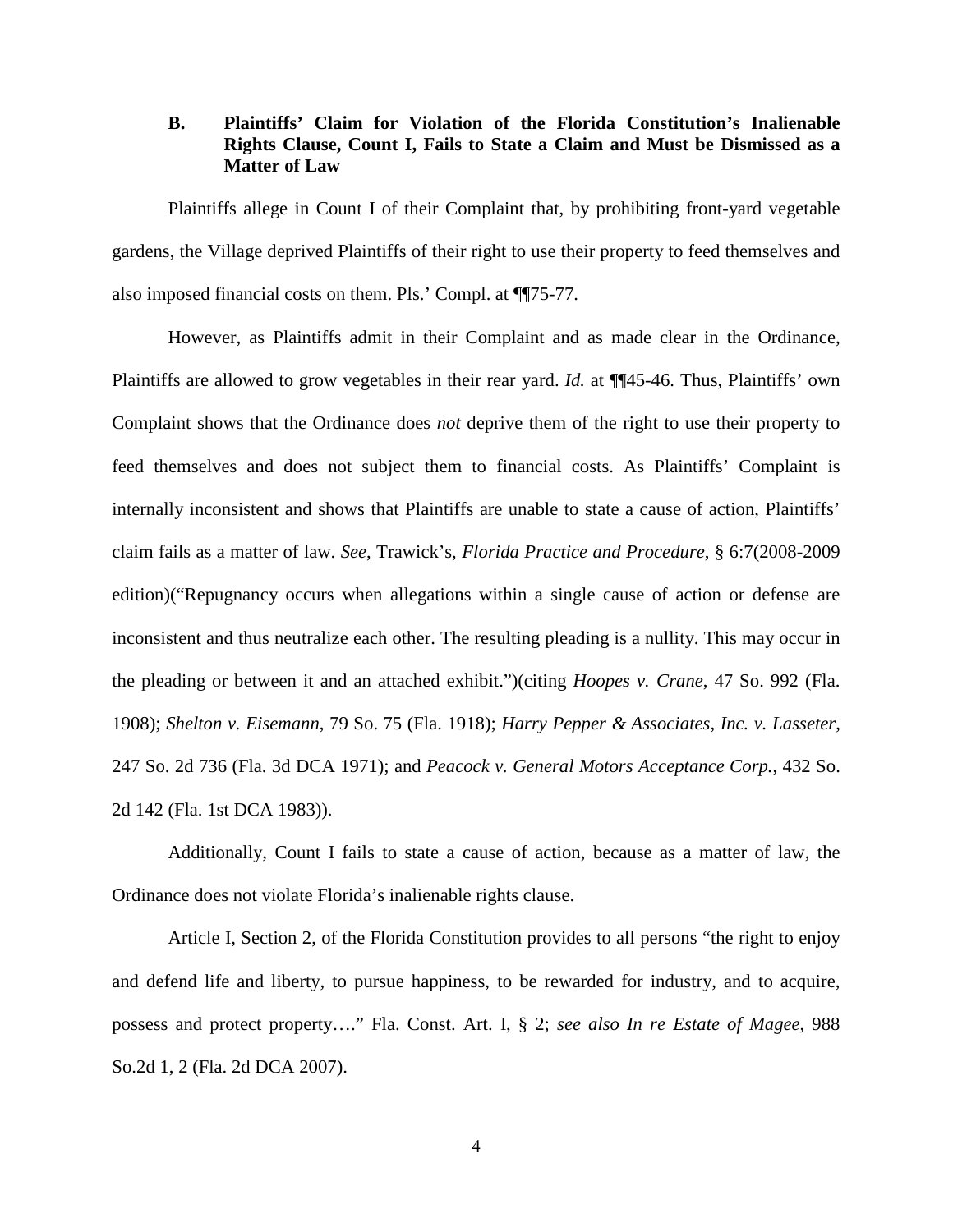### B. Plaintiffs' Claim for Violation of the Florida Constitution's Inalienable Rights Clause, Count I, Fails to State a Claim and Must be Dismissed as a Matter of Law

Plaintiffs allege in Count I of their Complaint that, by prohibiting front-yard vegetable gardens, the Village deprived Plaintiffs of their right to use their property to feed themselves and also imposed financial costs on them. Pls.' Compl. at ¶¶75-77.

However, as Plaintiffs admit in their Complaint and as made clear in the Ordinance, Plaintiffs are allowed to grow vegetables in their rear yard. *Id.* at ¶¶45-46. Thus, Plaintiffs' own Complaint shows that the Ordinance does *not* deprive them of the right to use their property to feed themselves and does not subject them to financial costs. As Plaintiffs' Complaint is internally inconsistent and shows that Plaintiffs are unable to state a cause of action, Plaintiffs' claim fails as a matter of law. *See*, Trawick's, *Florida Practice and Procedure*, § 6:7(2008-2009 edition)("Repugnancy occurs when allegations within a single cause of action or defense are inconsistent and thus neutralize each other. The resulting pleading is a nullity. This may occur in the pleading or between it and an attached exhibit.")(citing *Hoopes v. Crane*, 47 So. 992 (Fla. 1908); *Shelton v. Eisemann*, 79 So. 75 (Fla. 1918); *Harry Pepper & Associates, Inc. v. Lasseter*, 247 So. 2d 736 (Fla. 3d DCA 1971); and *Peacock v. General Motors Acceptance Corp.*, 432 So. 2d 142 (Fla. 1st DCA 1983)).

Additionally, Count I fails to state a cause of action, because as a matter of law, the Ordinance does not violate Florida's inalienable rights clause.

Article I, Section 2, of the Florida Constitution provides to all persons "the right to enjoy and defend life and liberty, to pursue happiness, to be rewarded for industry, and to acquire, possess and protect property…." Fla. Const. Art. I, § 2; *see also In re Estate of Magee*, 988 So.2d 1, 2 (Fla. 2d DCA 2007).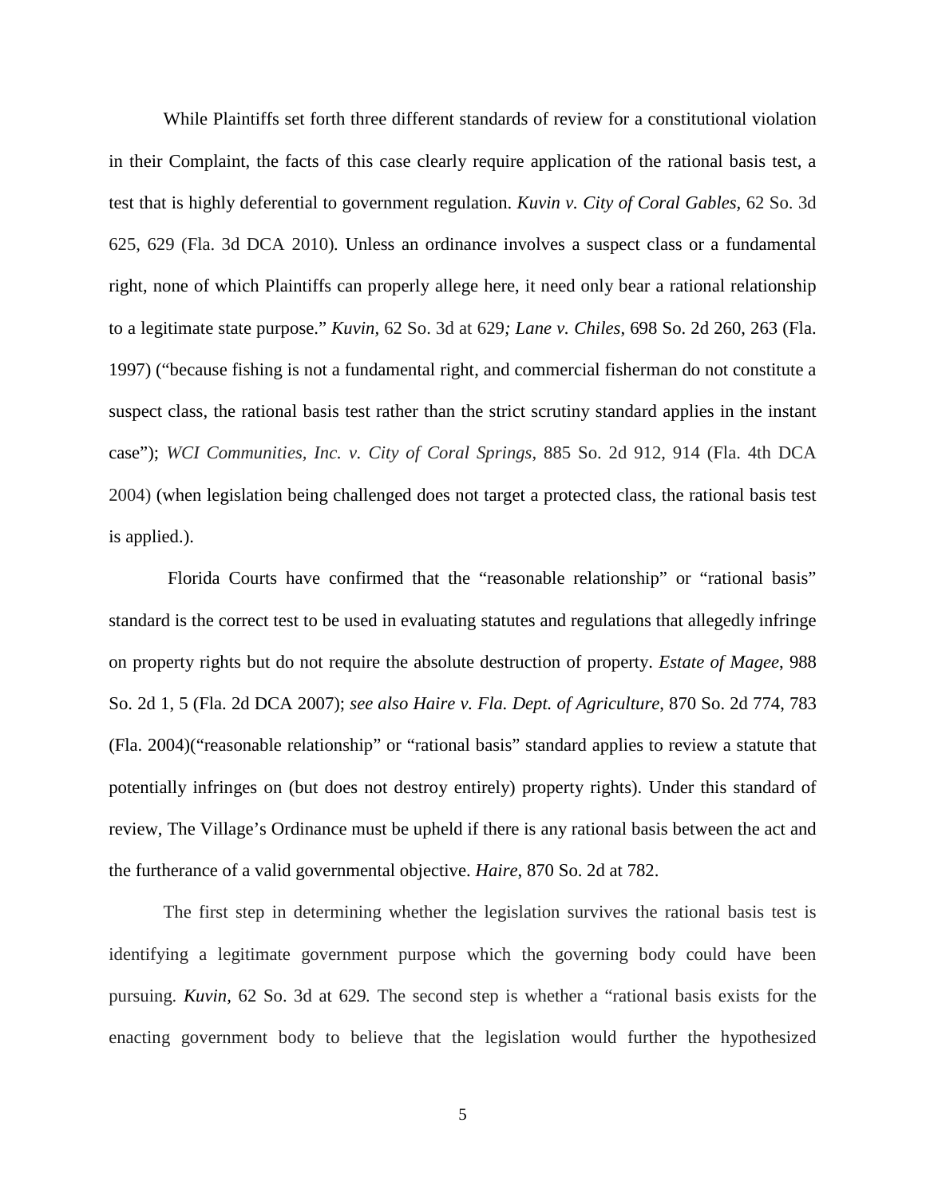While Plaintiffs set forth three different standards of review for a constitutional violation in their Complaint, the facts of this case clearly require application of the rational basis test, a test that is highly deferential to government regulation. *Kuvin v. City of Coral Gables*, 62 So. 3d 625, 629 (Fla. 3d DCA 2010). Unless an ordinance involves a suspect class or a fundamental right, none of which Plaintiffs can properly allege here, it need only bear a rational relationship to a legitimate state purpose." *Kuvin*, 62 So. 3d at 629*; Lane v. Chiles*, 698 So. 2d 260, 263 (Fla. 1997) ("because fishing is not a fundamental right, and commercial fisherman do not constitute a suspect class, the rational basis test rather than the strict scrutiny standard applies in the instant case"); *WCI Communities, Inc. v. City of Coral Springs*, 885 So. 2d 912, 914 (Fla. 4th DCA 2004) (when legislation being challenged does not target a protected class, the rational basis test is applied.).

Florida Courts have confirmed that the "reasonable relationship" or "rational basis" standard is the correct test to be used in evaluating statutes and regulations that allegedly infringe on property rights but do not require the absolute destruction of property. *Estate of Magee*, 988 So. 2d 1, 5 (Fla. 2d DCA 2007); *see also Haire v. Fla. Dept. of Agriculture*, 870 So. 2d 774, 783 (Fla. 2004)("reasonable relationship" or "rational basis" standard applies to review a statute that potentially infringes on (but does not destroy entirely) property rights). Under this standard of review, The Village's Ordinance must be upheld if there is any rational basis between the act and the furtherance of a valid governmental objective. *Haire*, 870 So. 2d at 782.

The first step in determining whether the legislation survives the rational basis test is identifying a legitimate government purpose which the governing body could have been pursuing. *Kuvin*, 62 So. 3d at 629. The second step is whether a "rational basis exists for the enacting government body to believe that the legislation would further the hypothesized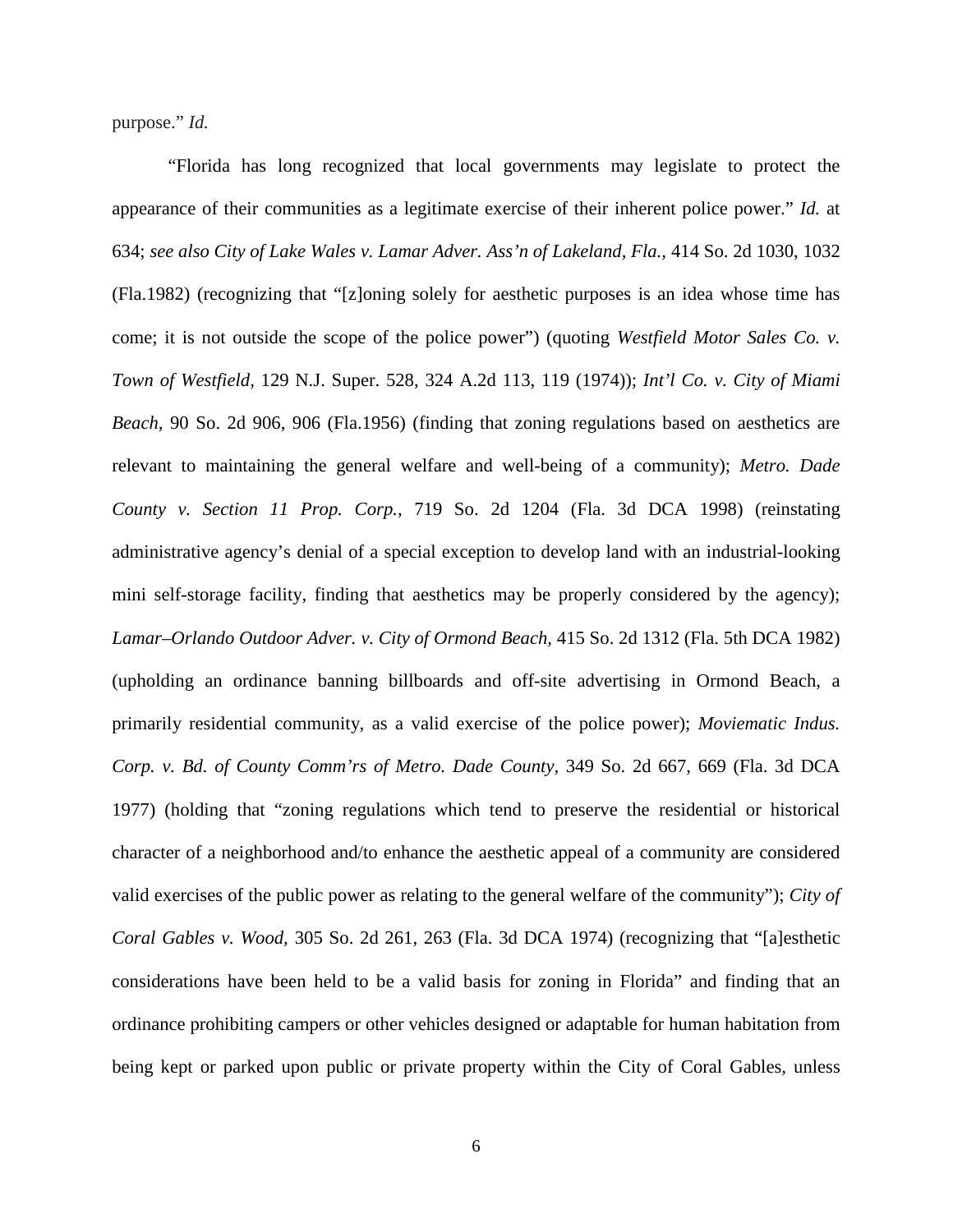purpose." *Id.*

"Florida has long recognized that local governments may legislate to protect the appearance of their communities as a legitimate exercise of their inherent police power." *Id.* at 634; *see also City of Lake Wales v. Lamar Adver. Ass'n of Lakeland, Fla.,* 414 So. 2d 1030, 1032 (Fla.1982) (recognizing that "[z]oning solely for aesthetic purposes is an idea whose time has come; it is not outside the scope of the police power") (quoting *Westfield Motor Sales Co. v. Town of Westfield,* 129 N.J. Super. 528, 324 A.2d 113, 119 (1974)); *Int'l Co. v. City of Miami Beach,* 90 So. 2d 906, 906 (Fla.1956) (finding that zoning regulations based on aesthetics are relevant to maintaining the general welfare and well-being of a community); *Metro. Dade County v. Section 11 Prop. Corp.,* 719 So. 2d 1204 (Fla. 3d DCA 1998) (reinstating administrative agency's denial of a special exception to develop land with an industrial-looking mini self-storage facility, finding that aesthetics may be properly considered by the agency); *Lamar–Orlando Outdoor Adver. v. City of Ormond Beach,* 415 So. 2d 1312 (Fla. 5th DCA 1982) (upholding an ordinance banning billboards and off-site advertising in Ormond Beach, a primarily residential community, as a valid exercise of the police power); *Moviematic Indus. Corp. v. Bd. of County Comm'rs of Metro. Dade County,* 349 So. 2d 667, 669 (Fla. 3d DCA 1977) (holding that "zoning regulations which tend to preserve the residential or historical character of a neighborhood and/to enhance the aesthetic appeal of a community are considered valid exercises of the public power as relating to the general welfare of the community"); *City of Coral Gables v. Wood,* 305 So. 2d 261, 263 (Fla. 3d DCA 1974) (recognizing that "[a]esthetic considerations have been held to be a valid basis for zoning in Florida" and finding that an ordinance prohibiting campers or other vehicles designed or adaptable for human habitation from being kept or parked upon public or private property within the City of Coral Gables, unless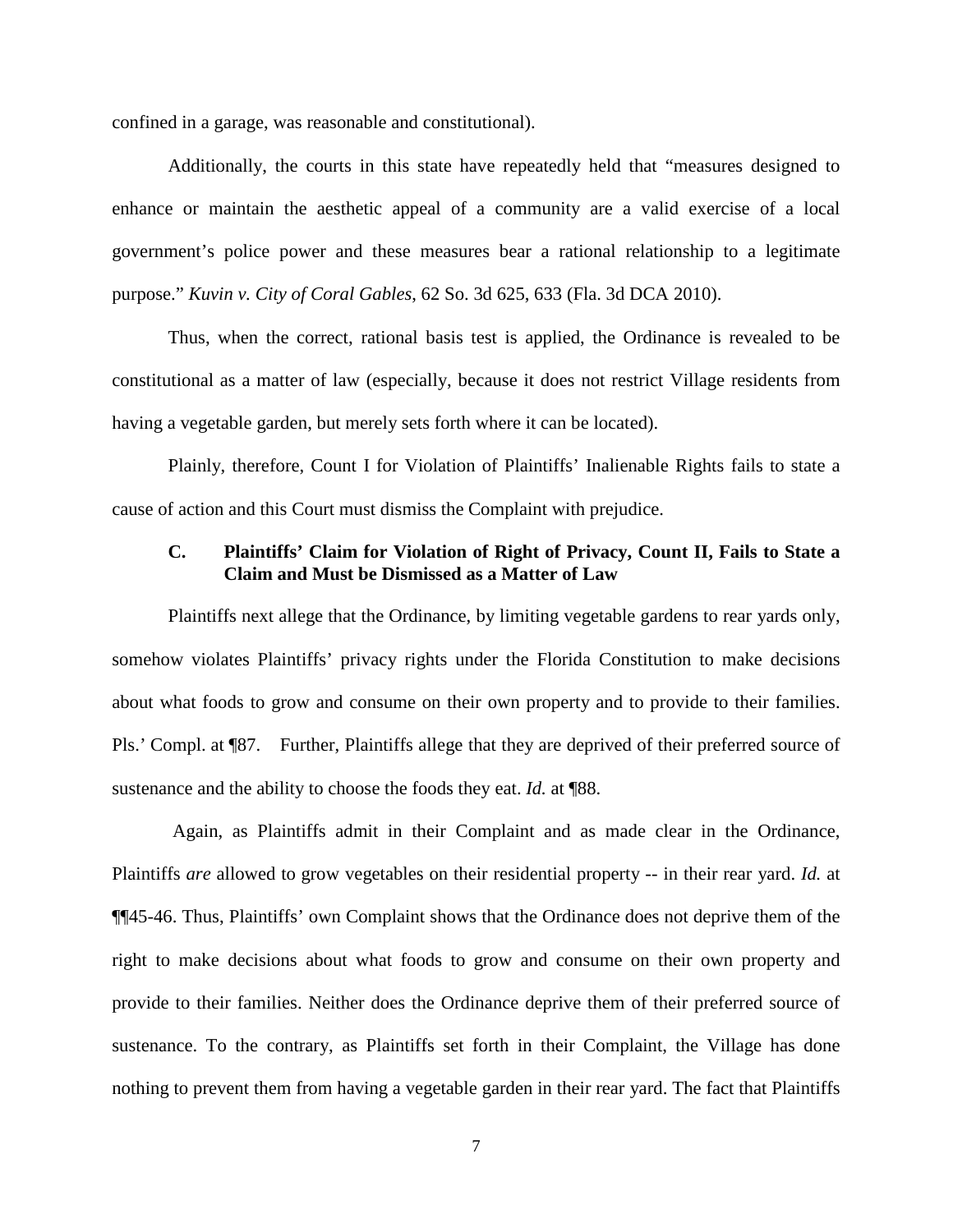confined in a garage, was reasonable and constitutional).

Additionally, the courts in this state have repeatedly held that "measures designed to enhance or maintain the aesthetic appeal of a community are a valid exercise of a local government's police power and these measures bear a rational relationship to a legitimate purpose." *Kuvin v. City of Coral Gables*, 62 So. 3d 625, 633 (Fla. 3d DCA 2010).

Thus, when the correct, rational basis test is applied, the Ordinance is revealed to be constitutional as a matter of law (especially, because it does not restrict Village residents from having a vegetable garden, but merely sets forth where it can be located).

Plainly, therefore, Count I for Violation of Plaintiffs' Inalienable Rights fails to state a cause of action and this Court must dismiss the Complaint with prejudice.

### C. Plaintiffs' Claim for Violation of Right of Privacy, Count II, Fails to State a Claim and Must be Dismissed as a Matter of Law

Plaintiffs next allege that the Ordinance, by limiting vegetable gardens to rear yards only, somehow violates Plaintiffs' privacy rights under the Florida Constitution to make decisions about what foods to grow and consume on their own property and to provide to their families. Pls.' Compl. at ¶87. Further, Plaintiffs allege that they are deprived of their preferred source of sustenance and the ability to choose the foods they eat. *Id.* at ¶88.

Again, as Plaintiffs admit in their Complaint and as made clear in the Ordinance, Plaintiffs *are* allowed to grow vegetables on their residential property -- in their rear yard. *Id.* at ¶¶45-46. Thus, Plaintiffs' own Complaint shows that the Ordinance does not deprive them of the right to make decisions about what foods to grow and consume on their own property and provide to their families. Neither does the Ordinance deprive them of their preferred source of sustenance. To the contrary, as Plaintiffs set forth in their Complaint, the Village has done nothing to prevent them from having a vegetable garden in their rear yard. The fact that Plaintiffs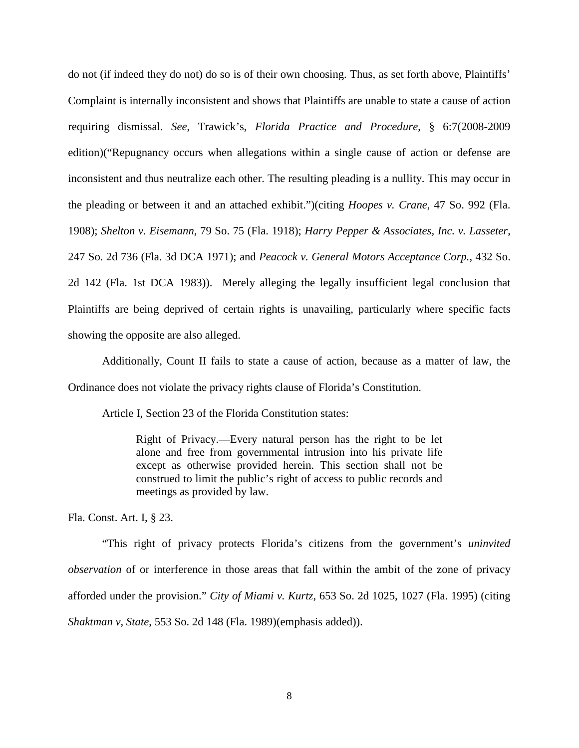do not (if indeed they do not) do so is of their own choosing. Thus, as set forth above, Plaintiffs' Complaint is internally inconsistent and shows that Plaintiffs are unable to state a cause of action requiring dismissal. *See*, Trawick's, *Florida Practice and Procedure*, § 6:7(2008-2009 edition)("Repugnancy occurs when allegations within a single cause of action or defense are inconsistent and thus neutralize each other. The resulting pleading is a nullity. This may occur in the pleading or between it and an attached exhibit.")(citing *Hoopes v. Crane*, 47 So. 992 (Fla. 1908); *Shelton v. Eisemann*, 79 So. 75 (Fla. 1918); *Harry Pepper & Associates, Inc. v. Lasseter*, 247 So. 2d 736 (Fla. 3d DCA 1971); and *Peacock v. General Motors Acceptance Corp.*, 432 So. 2d 142 (Fla. 1st DCA 1983)). Merely alleging the legally insufficient legal conclusion that Plaintiffs are being deprived of certain rights is unavailing, particularly where specific facts showing the opposite are also alleged.

Additionally, Count II fails to state a cause of action, because as a matter of law, the Ordinance does not violate the privacy rights clause of Florida's Constitution.

Article I, Section 23 of the Florida Constitution states:

> Right of Privacy.—Every natural person has the right to be let alone and free from governmental intrusion into his private life except as otherwise provided herein. This section shall not be construed to limit the public's right of access to public records and meetings as provided by law.

Fla. Const. Art. I, § 23.

"This right of privacy protects Florida's citizens from the government's *uninvited observation* of or interference in those areas that fall within the ambit of the zone of privacy afforded under the provision." *City of Miami v. Kurtz*, 653 So. 2d 1025, 1027 (Fla. 1995) (citing *Shaktman v, State*, 553 So. 2d 148 (Fla. 1989)(emphasis added)).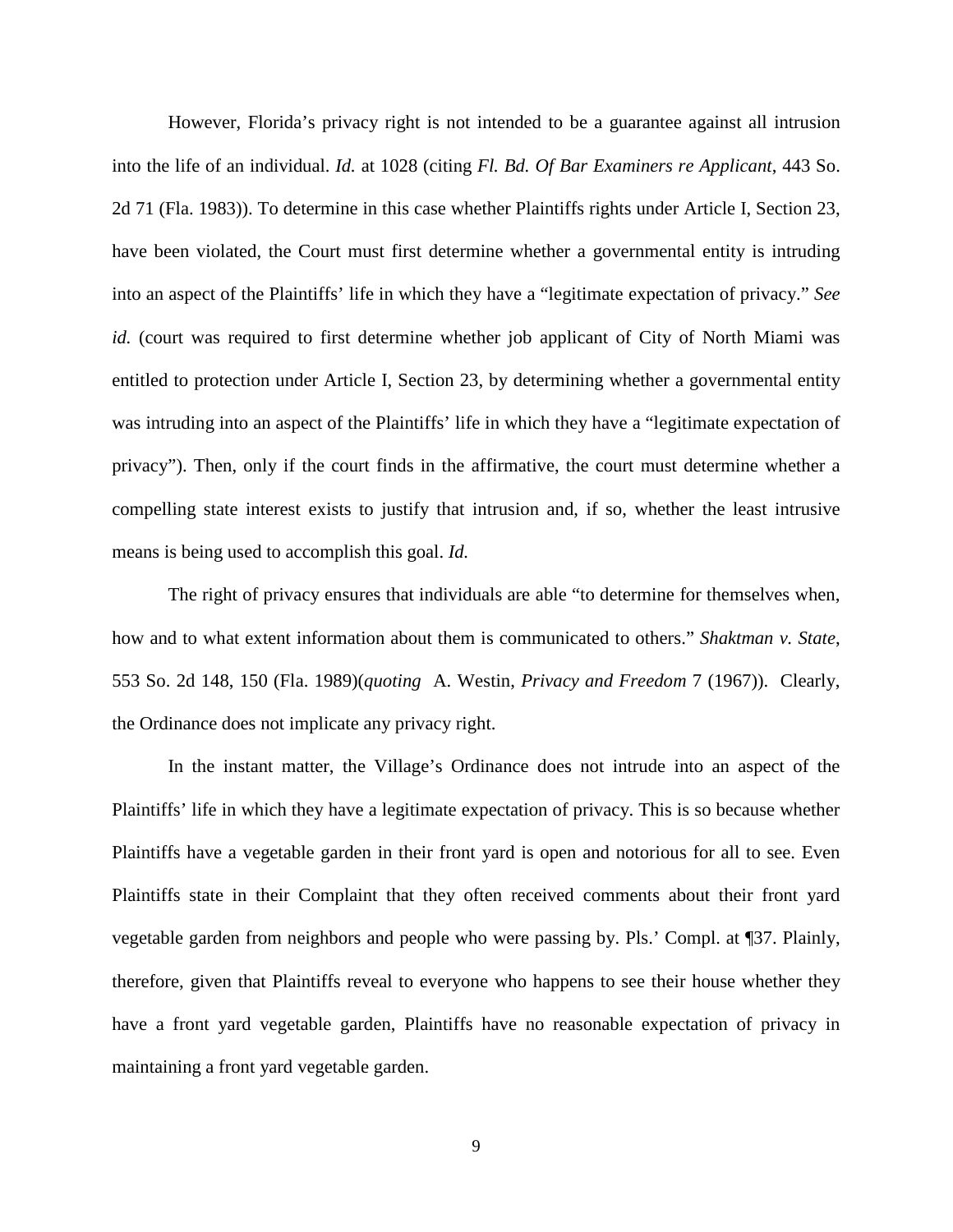However, Florida's privacy right is not intended to be a guarantee against all intrusion into the life of an individual. *Id.* at 1028 (citing *Fl. Bd. Of Bar Examiners re Applicant*, 443 So. 2d 71 (Fla. 1983)). To determine in this case whether Plaintiffs rights under Article I, Section 23, have been violated, the Court must first determine whether a governmental entity is intruding into an aspect of the Plaintiffs' life in which they have a "legitimate expectation of privacy." *See id.* (court was required to first determine whether job applicant of City of North Miami was entitled to protection under Article I, Section 23, by determining whether a governmental entity was intruding into an aspect of the Plaintiffs' life in which they have a "legitimate expectation of privacy"). Then, only if the court finds in the affirmative, the court must determine whether a compelling state interest exists to justify that intrusion and, if so, whether the least intrusive means is being used to accomplish this goal. *Id.*

The right of privacy ensures that individuals are able "to determine for themselves when, how and to what extent information about them is communicated to others." *Shaktman v. State*, 553 So. 2d 148, 150 (Fla. 1989)(*quoting* A. Westin, *Privacy and Freedom* 7 (1967)). Clearly, the Ordinance does not implicate any privacy right.

In the instant matter, the Village's Ordinance does not intrude into an aspect of the Plaintiffs' life in which they have a legitimate expectation of privacy. This is so because whether Plaintiffs have a vegetable garden in their front yard is open and notorious for all to see. Even Plaintiffs state in their Complaint that they often received comments about their front yard vegetable garden from neighbors and people who were passing by. Pls.' Compl. at ¶37. Plainly, therefore, given that Plaintiffs reveal to everyone who happens to see their house whether they have a front yard vegetable garden, Plaintiffs have no reasonable expectation of privacy in maintaining a front yard vegetable garden.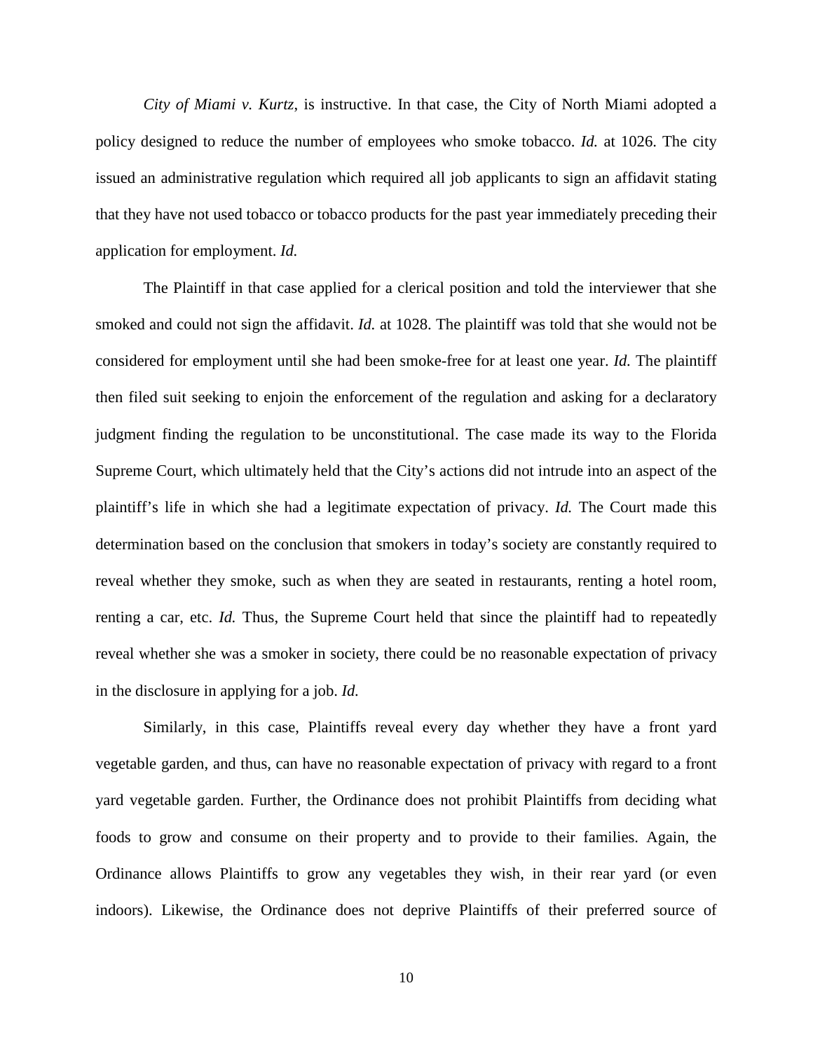*City of Miami v. Kurtz*, is instructive. In that case, the City of North Miami adopted a policy designed to reduce the number of employees who smoke tobacco. *Id.* at 1026. The city issued an administrative regulation which required all job applicants to sign an affidavit stating that they have not used tobacco or tobacco products for the past year immediately preceding their application for employment. *Id.*

The Plaintiff in that case applied for a clerical position and told the interviewer that she smoked and could not sign the affidavit. *Id.* at 1028. The plaintiff was told that she would not be considered for employment until she had been smoke-free for at least one year. *Id.* The plaintiff then filed suit seeking to enjoin the enforcement of the regulation and asking for a declaratory judgment finding the regulation to be unconstitutional. The case made its way to the Florida Supreme Court, which ultimately held that the City's actions did not intrude into an aspect of the plaintiff's life in which she had a legitimate expectation of privacy. *Id.* The Court made this determination based on the conclusion that smokers in today's society are constantly required to reveal whether they smoke, such as when they are seated in restaurants, renting a hotel room, renting a car, etc. *Id.* Thus, the Supreme Court held that since the plaintiff had to repeatedly reveal whether she was a smoker in society, there could be no reasonable expectation of privacy in the disclosure in applying for a job. *Id.*

Similarly, in this case, Plaintiffs reveal every day whether they have a front yard vegetable garden, and thus, can have no reasonable expectation of privacy with regard to a front yard vegetable garden. Further, the Ordinance does not prohibit Plaintiffs from deciding what foods to grow and consume on their property and to provide to their families. Again, the Ordinance allows Plaintiffs to grow any vegetables they wish, in their rear yard (or even indoors). Likewise, the Ordinance does not deprive Plaintiffs of their preferred source of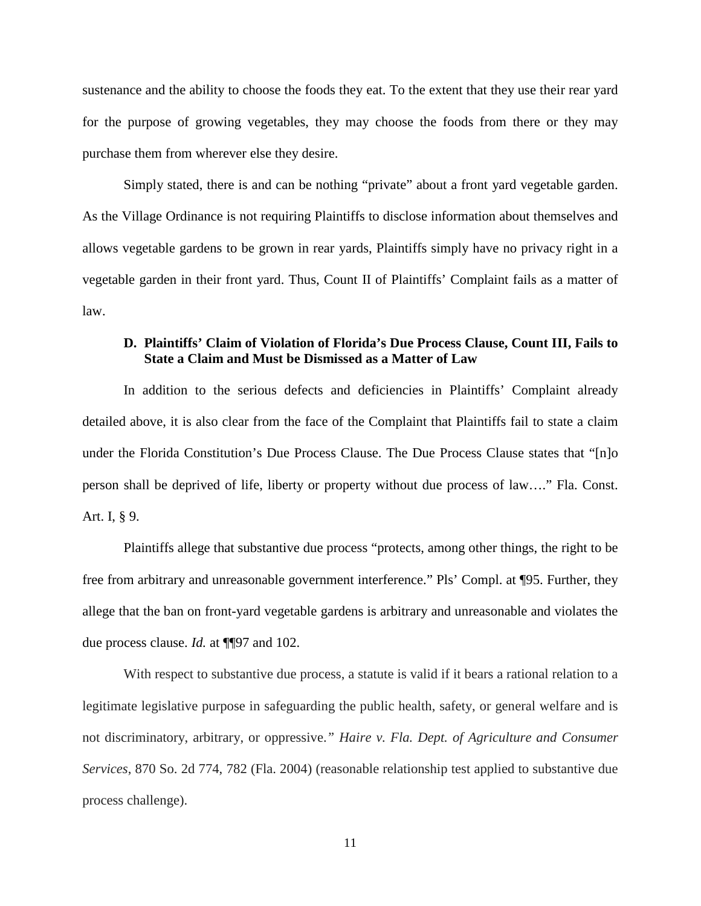sustenance and the ability to choose the foods they eat. To the extent that they use their rear yard for the purpose of growing vegetables, they may choose the foods from there or they may purchase them from wherever else they desire.

Simply stated, there is and can be nothing "private" about a front yard vegetable garden. As the Village Ordinance is not requiring Plaintiffs to disclose information about themselves and allows vegetable gardens to be grown in rear yards, Plaintiffs simply have no privacy right in a vegetable garden in their front yard. Thus, Count II of Plaintiffs' Complaint fails as a matter of law.

### D. Plaintiffs' Claim of Violation of Florida's Due Process Clause, Count III, Fails to State a Claim and Must be Dismissed as a Matter of Law

In addition to the serious defects and deficiencies in Plaintiffs' Complaint already detailed above, it is also clear from the face of the Complaint that Plaintiffs fail to state a claim under the Florida Constitution's Due Process Clause. The Due Process Clause states that "[n]o person shall be deprived of life, liberty or property without due process of law…." Fla. Const. Art. I, § 9.

Plaintiffs allege that substantive due process "protects, among other things, the right to be free from arbitrary and unreasonable government interference." Pls' Compl. at ¶95. Further, they allege that the ban on front-yard vegetable gardens is arbitrary and unreasonable and violates the due process clause. *Id.* at ¶¶97 and 102.

With respect to substantive due process, a statute is valid if it bears a rational relation to a legitimate legislative purpose in safeguarding the public health, safety, or general welfare and is not discriminatory, arbitrary, or oppressive.*" Haire v. Fla. Dept. of Agriculture and Consumer Services*, 870 So. 2d 774, 782 (Fla. 2004) (reasonable relationship test applied to substantive due process challenge).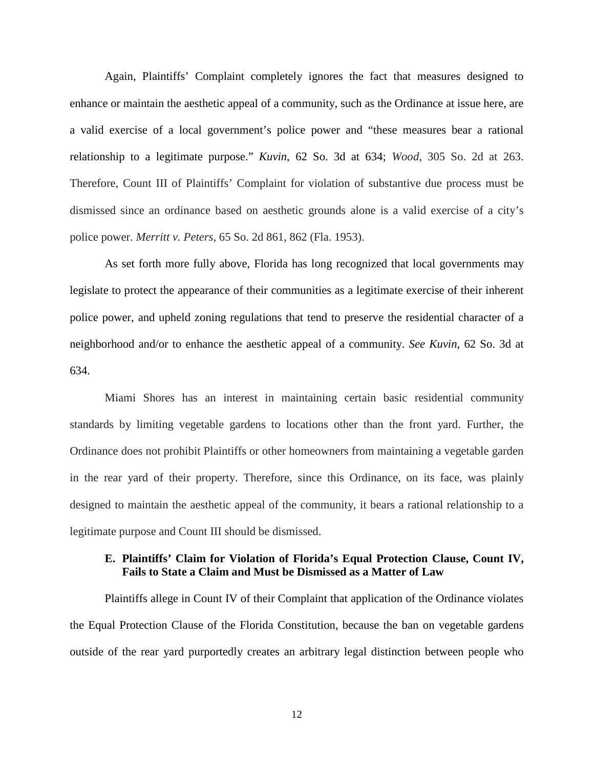Again, Plaintiffs' Complaint completely ignores the fact that measures designed to enhance or maintain the aesthetic appeal of a community, such as the Ordinance at issue here, are a valid exercise of a local government's police power and "these measures bear a rational relationship to a legitimate purpose." *Kuvin*, 62 So. 3d at 634; *Wood*, 305 So. 2d at 263. Therefore, Count III of Plaintiffs' Complaint for violation of substantive due process must be dismissed since an ordinance based on aesthetic grounds alone is a valid exercise of a city's police power. *Merritt v. Peters*, 65 So. 2d 861, 862 (Fla. 1953).

As set forth more fully above, Florida has long recognized that local governments may legislate to protect the appearance of their communities as a legitimate exercise of their inherent police power, and upheld zoning regulations that tend to preserve the residential character of a neighborhood and/or to enhance the aesthetic appeal of a community. *See Kuvin*, 62 So. 3d at 634.

Miami Shores has an interest in maintaining certain basic residential community standards by limiting vegetable gardens to locations other than the front yard. Further, the Ordinance does not prohibit Plaintiffs or other homeowners from maintaining a vegetable garden in the rear yard of their property. Therefore, since this Ordinance, on its face, was plainly designed to maintain the aesthetic appeal of the community, it bears a rational relationship to a legitimate purpose and Count III should be dismissed.

### E. Plaintiffs' Claim for Violation of Florida's Equal Protection Clause, Count IV, Fails to State a Claim and Must be Dismissed as a Matter of Law

Plaintiffs allege in Count IV of their Complaint that application of the Ordinance violates the Equal Protection Clause of the Florida Constitution, because the ban on vegetable gardens outside of the rear yard purportedly creates an arbitrary legal distinction between people who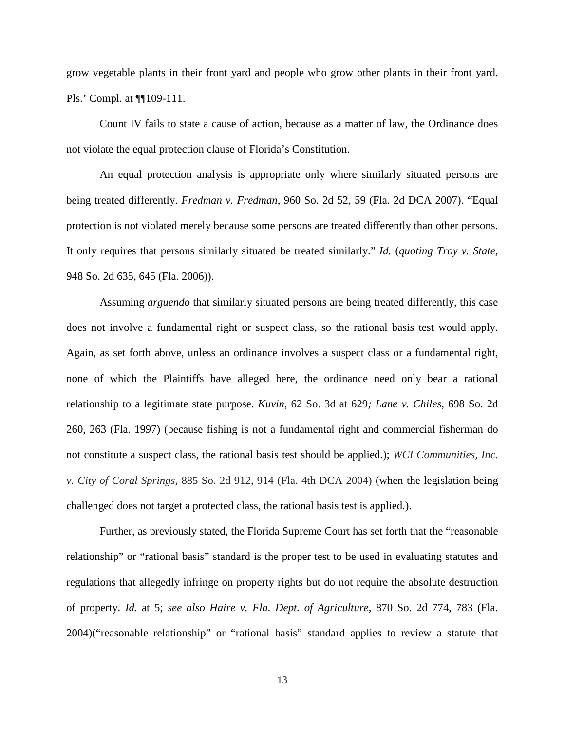grow vegetable plants in their front yard and people who grow other plants in their front yard. Pls.' Compl. at ¶¶109-111.

Count IV fails to state a cause of action, because as a matter of law, the Ordinance does not violate the equal protection clause of Florida's Constitution.

An equal protection analysis is appropriate only where similarly situated persons are being treated differently. *Fredman v. Fredman*, 960 So. 2d 52, 59 (Fla. 2d DCA 2007). "Equal protection is not violated merely because some persons are treated differently than other persons. It only requires that persons similarly situated be treated similarly." *Id.* (*quoting Troy v. State*, 948 So. 2d 635, 645 (Fla. 2006)).

Assuming *arguendo* that similarly situated persons are being treated differently, this case does not involve a fundamental right or suspect class, so the rational basis test would apply. Again, as set forth above, unless an ordinance involves a suspect class or a fundamental right, none of which the Plaintiffs have alleged here, the ordinance need only bear a rational relationship to a legitimate state purpose. *Kuvin*, 62 So. 3d at 629*; Lane v. Chiles*, 698 So. 2d 260, 263 (Fla. 1997) (because fishing is not a fundamental right and commercial fisherman do not constitute a suspect class, the rational basis test should be applied.); *WCI Communities, Inc. v. City of Coral Springs*, 885 So. 2d 912, 914 (Fla. 4th DCA 2004) (when the legislation being challenged does not target a protected class, the rational basis test is applied.).

Further, as previously stated, the Florida Supreme Court has set forth that the "reasonable relationship" or "rational basis" standard is the proper test to be used in evaluating statutes and regulations that allegedly infringe on property rights but do not require the absolute destruction of property. *Id.* at 5; *see also Haire v. Fla. Dept. of Agriculture*, 870 So. 2d 774, 783 (Fla. 2004)("reasonable relationship" or "rational basis" standard applies to review a statute that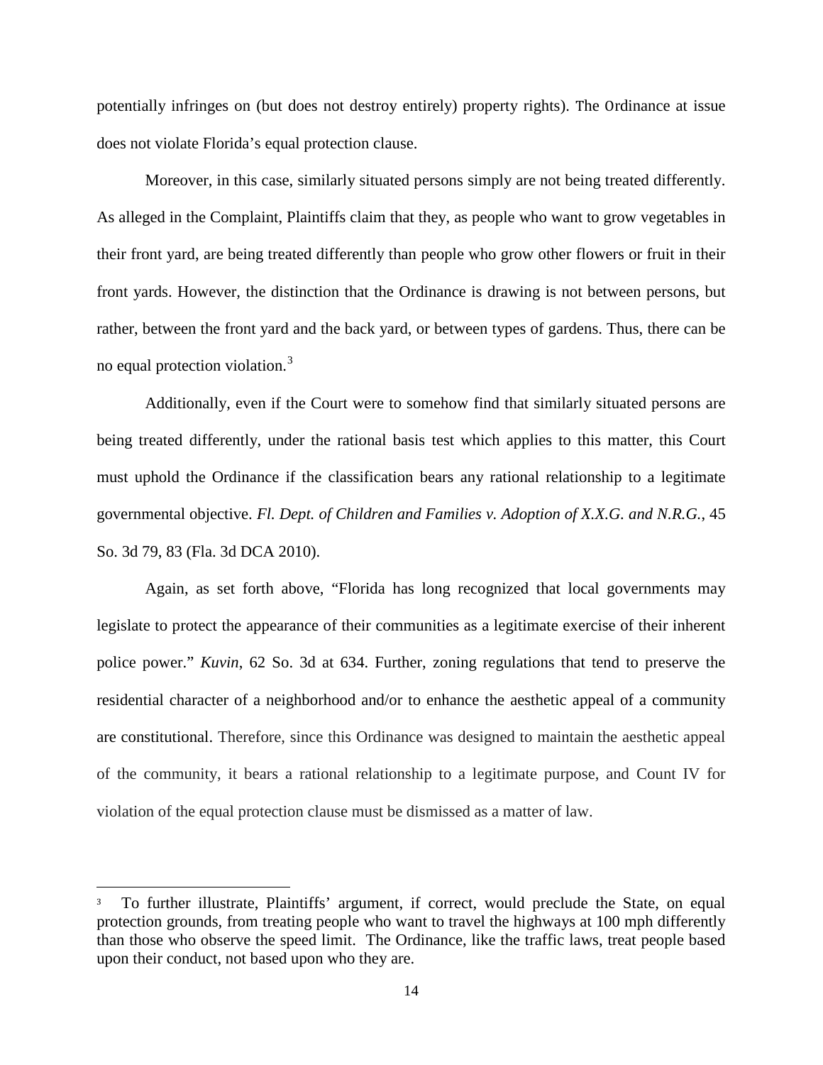potentially infringes on (but does not destroy entirely) property rights). The Ordinance at issue does not violate Florida's equal protection clause.

Moreover, in this case, similarly situated persons simply are not being treated differently. As alleged in the Complaint, Plaintiffs claim that they, as people who want to grow vegetables in their front yard, are being treated differently than people who grow other flowers or fruit in their front yards. However, the distinction that the Ordinance is drawing is not between persons, but rather, between the front yard and the back yard, or between types of gardens. Thus, there can be no equal protection violation.[3]

Additionally, even if the Court were to somehow find that similarly situated persons are being treated differently, under the rational basis test which applies to this matter, this Court must uphold the Ordinance if the classification bears any rational relationship to a legitimate governmental objective. *Fl. Dept. of Children and Families v. Adoption of X.X.G. and N.R.G.*, 45 So. 3d 79, 83 (Fla. 3d DCA 2010).

Again, as set forth above, "Florida has long recognized that local governments may legislate to protect the appearance of their communities as a legitimate exercise of their inherent police power." *Kuvin*, 62 So. 3d at 634. Further, zoning regulations that tend to preserve the residential character of a neighborhood and/or to enhance the aesthetic appeal of a community are constitutional. Therefore, since this Ordinance was designed to maintain the aesthetic appeal of the community, it bears a rational relationship to a legitimate purpose, and Count IV for violation of the equal protection clause must be dismissed as a matter of law.

---

[3] To further illustrate, Plaintiffs' argument, if correct, would preclude the State, on equal protection grounds, from treating people who want to travel the highways at 100 mph differently than those who observe the speed limit. The Ordinance, like the traffic laws, treat people based upon their conduct, not based upon who they are.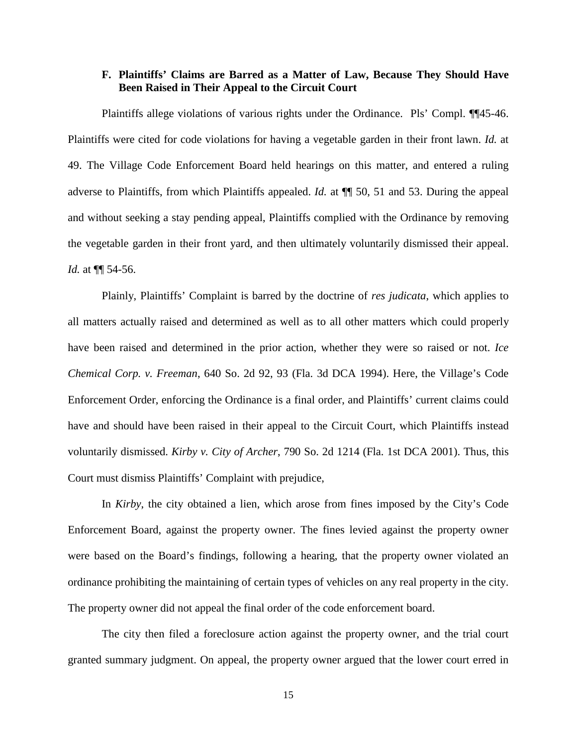### F. Plaintiffs' Claims are Barred as a Matter of Law, Because They Should Have Been Raised in Their Appeal to the Circuit Court

Plaintiffs allege violations of various rights under the Ordinance. Pls' Compl. ¶¶45-46. Plaintiffs were cited for code violations for having a vegetable garden in their front lawn. *Id.* at 49. The Village Code Enforcement Board held hearings on this matter, and entered a ruling adverse to Plaintiffs, from which Plaintiffs appealed. *Id.* at ¶¶ 50, 51 and 53. During the appeal and without seeking a stay pending appeal, Plaintiffs complied with the Ordinance by removing the vegetable garden in their front yard, and then ultimately voluntarily dismissed their appeal. *Id.* at ¶¶ 54-56.

Plainly, Plaintiffs' Complaint is barred by the doctrine of *res judicata*, which applies to all matters actually raised and determined as well as to all other matters which could properly have been raised and determined in the prior action, whether they were so raised or not. *Ice Chemical Corp. v. Freeman*, 640 So. 2d 92, 93 (Fla. 3d DCA 1994). Here, the Village's Code Enforcement Order, enforcing the Ordinance is a final order, and Plaintiffs' current claims could have and should have been raised in their appeal to the Circuit Court, which Plaintiffs instead voluntarily dismissed. *Kirby v. City of Archer*, 790 So. 2d 1214 (Fla. 1st DCA 2001). Thus, this Court must dismiss Plaintiffs' Complaint with prejudice,

In *Kirby*, the city obtained a lien, which arose from fines imposed by the City's Code Enforcement Board, against the property owner. The fines levied against the property owner were based on the Board's findings, following a hearing, that the property owner violated an ordinance prohibiting the maintaining of certain types of vehicles on any real property in the city. The property owner did not appeal the final order of the code enforcement board.

The city then filed a foreclosure action against the property owner, and the trial court granted summary judgment. On appeal, the property owner argued that the lower court erred in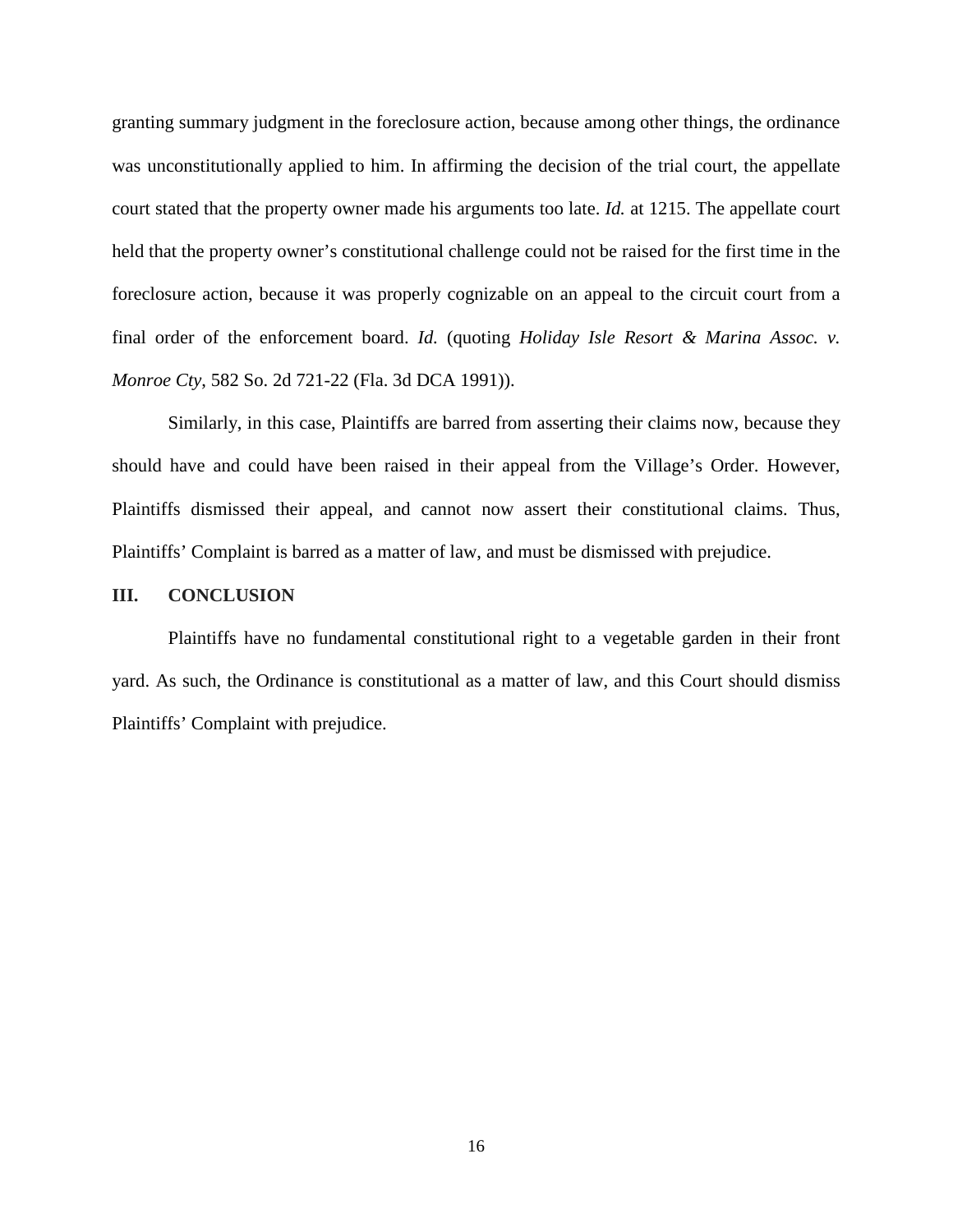granting summary judgment in the foreclosure action, because among other things, the ordinance was unconstitutionally applied to him. In affirming the decision of the trial court, the appellate court stated that the property owner made his arguments too late. *Id.* at 1215. The appellate court held that the property owner's constitutional challenge could not be raised for the first time in the foreclosure action, because it was properly cognizable on an appeal to the circuit court from a final order of the enforcement board. *Id.* (quoting *Holiday Isle Resort & Marina Assoc. v. Monroe Cty*, 582 So. 2d 721-22 (Fla. 3d DCA 1991)).

Similarly, in this case, Plaintiffs are barred from asserting their claims now, because they should have and could have been raised in their appeal from the Village's Order. However, Plaintiffs dismissed their appeal, and cannot now assert their constitutional claims. Thus, Plaintiffs' Complaint is barred as a matter of law, and must be dismissed with prejudice.

## III. CONCLUSION

Plaintiffs have no fundamental constitutional right to a vegetable garden in their front yard. As such, the Ordinance is constitutional as a matter of law, and this Court should dismiss Plaintiffs' Complaint with prejudice.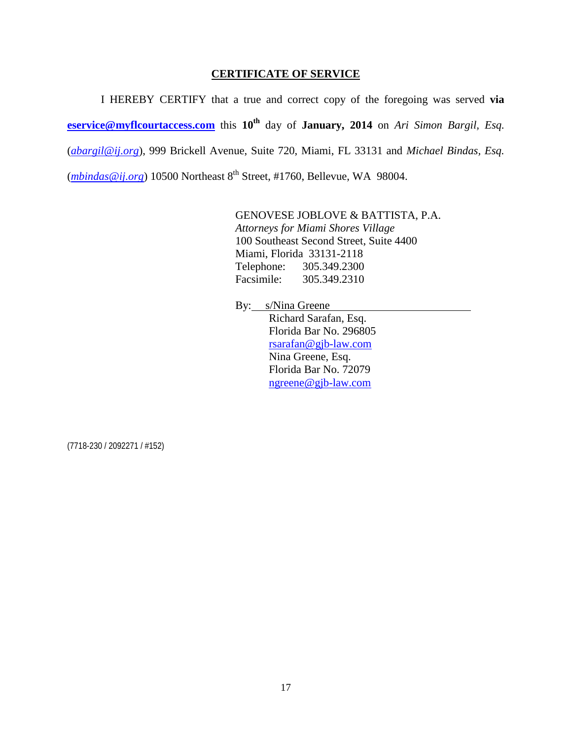## CERTIFICATE OF SERVICE

I HEREBY CERTIFY that a true and correct copy of the foregoing was served **via eservice@myflcourtaccess.com** this **10th** day of **January, 2014** on *Ari Simon Bargil, Esq.* (*abargil@ij.org*), 999 Brickell Avenue, Suite 720, Miami, FL 33131 and *Michael Bindas, Esq.* (*mbindas@ij.org*) 10500 Northeast 8th Street, #1760, Bellevue, WA 98004.

GENOVESE JOBLOVE & BATTISTA, P.A.  
*Attorneys for Miami Shores Village*  
100 Southeast Second Street, Suite 4400  
Miami, Florida 33131-2118  
Telephone: 305.349.2300  
Facsimile: 305.349.2310

By: s/Nina Greene  
Richard Sarafan, Esq.  
Florida Bar No. 296805  
rsarafan@gjb-law.com  
Nina Greene, Esq.  
Florida Bar No. 72079  
ngreene@gjb-law.com

(7718-230 / 2092271 / #152)